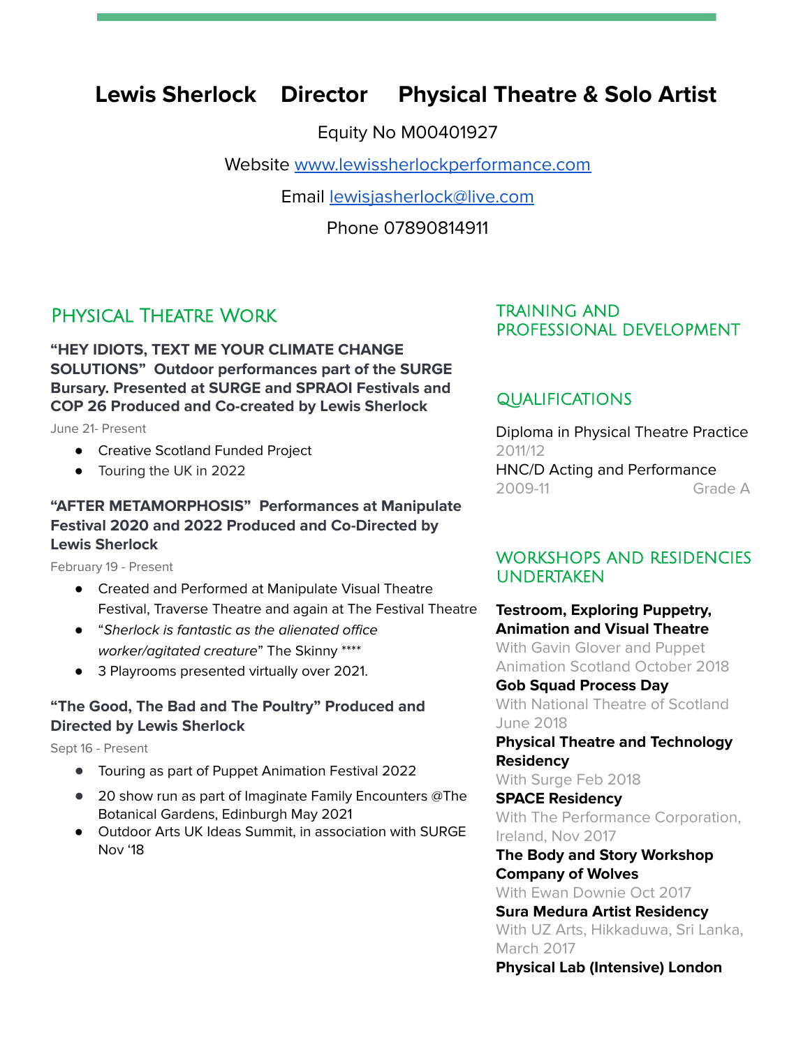# Lewis Sherlock Director Physical Theatre & Solo Artist

Equity No M00401927

Website [www.lewissherlockperformance.com](http://www.lewissherlockperformance.com)

Email [lewisjasherlock@live.com](mailto:lewisjasherlock@live.com)

Phone 07890814911

## Physical Theatre Work

**"HEY IDIOTS, TEXT ME YOUR CLIMATE CHANGE SOLUTIONS" Outdoor performances part of the SURGE Bursary. Presented at SURGE and SPRAOI Festivals and COP 26 Produced and Co-created by Lewis Sherlock**

June 21- Present

- Creative Scotland Funded Project
- Touring the UK in 2022

**"AFTER METAMORPHOSIS" Performances at Manipulate Festival 2020 and 2022 Produced and Co-Directed by Lewis Sherlock**

February 19 - Present

- Created and Performed at Manipulate Visual Theatre Festival, Traverse Theatre and again at The Festival Theatre
- "*Sherlock is fantastic as the alienated office worker/agitated creature*" The Skinny ****
- 3 Playrooms presented virtually over 2021.

**"The Good, The Bad and The Poultry" Produced and Directed by Lewis Sherlock**

Sept 16 - Present

- Touring as part of Puppet Animation Festival 2022
- 20 show run as part of Imaginate Family Encounters @The Botanical Gardens, Edinburgh May 2021
- Outdoor Arts UK Ideas Summit, in association with SURGE Nov '18

## TRAINING AND PROFESSIONAL DEVELOPMENT

### QUALIFICATIONS

Diploma in Physical Theatre Practice
2011/12

HNC/D Acting and Performance
2009-11 Grade A

### WORKSHOPS AND RESIDENCIES UNDERTAKEN

**Testroom, Exploring Puppetry, Animation and Visual Theatre**
With Gavin Glover and Puppet Animation Scotland October 2018

**Gob Squad Process Day**
With National Theatre of Scotland June 2018

**Physical Theatre and Technology Residency**
With Surge Feb 2018

**SPACE Residency**
With The Performance Corporation, Ireland, Nov 2017

**The Body and Story Workshop Company of Wolves**
With Ewan Downie Oct 2017

**Sura Medura Artist Residency**
With UZ Arts, Hikkaduwa, Sri Lanka, March 2017

**Physical Lab (Intensive) London**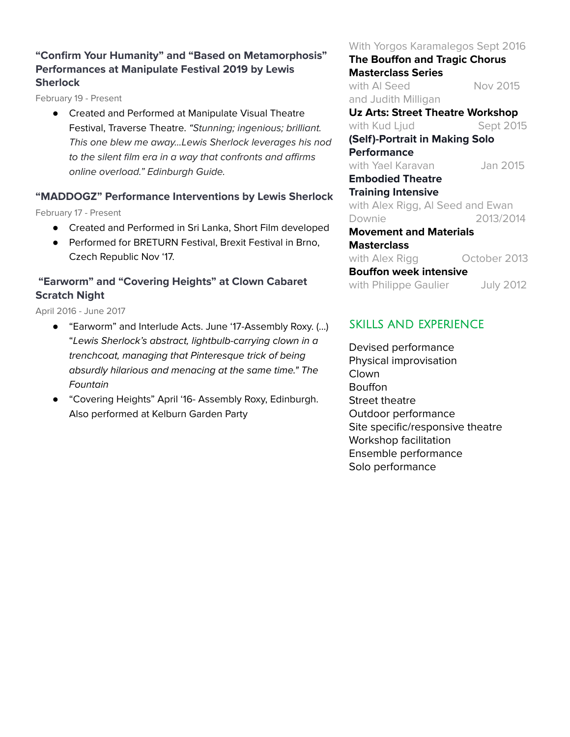### “Confirm Your Humanity” and “Based on Metamorphosis” Performances at Manipulate Festival 2019 by Lewis Sherlock

February 19 - Present

- Created and Performed at Manipulate Visual Theatre Festival, Traverse Theatre. *“Stunning; ingenious; brilliant. This one blew me away...Lewis Sherlock leverages his nod to the silent film era in a way that confronts and affirms online overload.” Edinburgh Guide.*

### “MADDOGZ” Performance Interventions by Lewis Sherlock

February 17 - Present

- Created and Performed in Sri Lanka, Short Film developed
- Performed for BRETURN Festival, Brexit Festival in Brno, Czech Republic Nov ‘17.

### “Earworm” and “Covering Heights” at Clown Cabaret Scratch Night

April 2016 - June 2017

- “Earworm” and Interlude Acts. June ‘17-Assembly Roxy. (...) “*Lewis Sherlock’s abstract, lightbulb-carrying clown in a trenchcoat, managing that Pinteresque trick of being absurdly hilarious and menacing at the same time." The Fountain*
- “Covering Heights” April ‘16- Assembly Roxy, Edinburgh. Also performed at Kelburn Garden Party

With Yorgos Karamalegos Sept 2016

**The Bouffon and Tragic Chorus Masterclass Series**
with Al Seed and Judith Milligan — Nov 2015

**Uz Arts: Street Theatre Workshop**
with Kud Ljud — Sept 2015

**(Self)-Portrait in Making Solo Performance**
with Yael Karavan — Jan 2015

**Embodied Theatre Training Intensive**
with Alex Rigg, Al Seed and Ewan Downie — 2013/2014

**Movement and Materials Masterclass**
with Alex Rigg — October 2013

**Bouffon week intensive**
with Philippe Gaulier — July 2012

## SKILLS AND EXPERIENCE

Devised performance
Physical improvisation
Clown
Bouffon
Street theatre
Outdoor performance
Site specific/responsive theatre
Workshop facilitation
Ensemble performance
Solo performance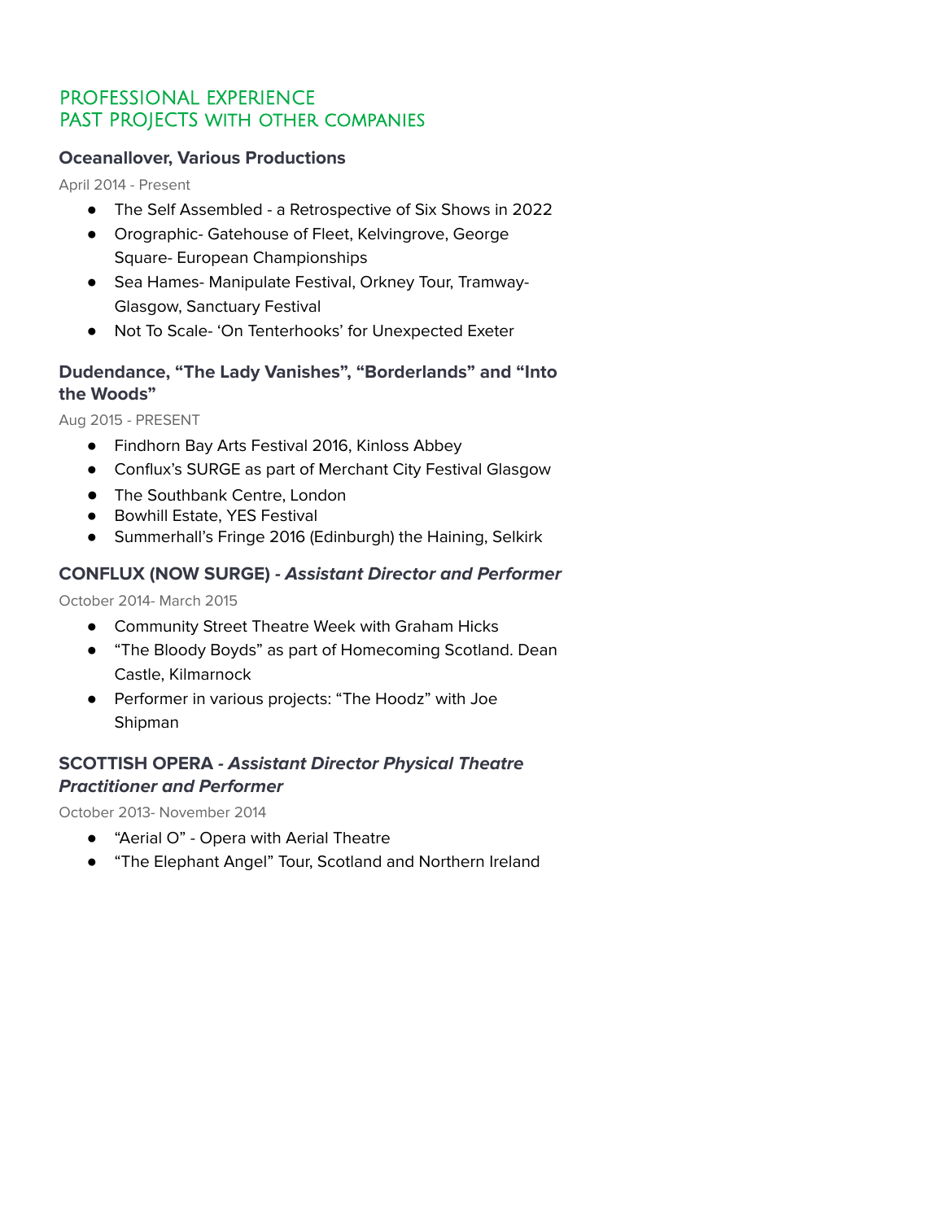## PROFESSIONAL EXPERIENCE
## PAST PROJECTS WITH OTHER COMPANIES

### Oceanallover, Various Productions

April 2014 - Present

- The Self Assembled - a Retrospective of Six Shows in 2022
- Orographic- Gatehouse of Fleet, Kelvingrove, George Square- European Championships
- Sea Hames- Manipulate Festival, Orkney Tour, Tramway- Glasgow, Sanctuary Festival
- Not To Scale- 'On Tenterhooks' for Unexpected Exeter

### Dudendance, "The Lady Vanishes", "Borderlands" and "Into the Woods"

Aug 2015 - PRESENT

- Findhorn Bay Arts Festival 2016, Kinloss Abbey
- Conflux's SURGE as part of Merchant City Festival Glasgow
- The Southbank Centre, London
- Bowhill Estate, YES Festival
- Summerhall's Fringe 2016 (Edinburgh) the Haining, Selkirk

### CONFLUX (NOW SURGE) - *Assistant Director and Performer*

October 2014- March 2015

- Community Street Theatre Week with Graham Hicks
- "The Bloody Boyds" as part of Homecoming Scotland. Dean Castle, Kilmarnock
- Performer in various projects: "The Hoodz" with Joe Shipman

### SCOTTISH OPERA - *Assistant Director Physical Theatre Practitioner and Performer*

October 2013- November 2014

- "Aerial O" - Opera with Aerial Theatre
- "The Elephant Angel" Tour, Scotland and Northern Ireland